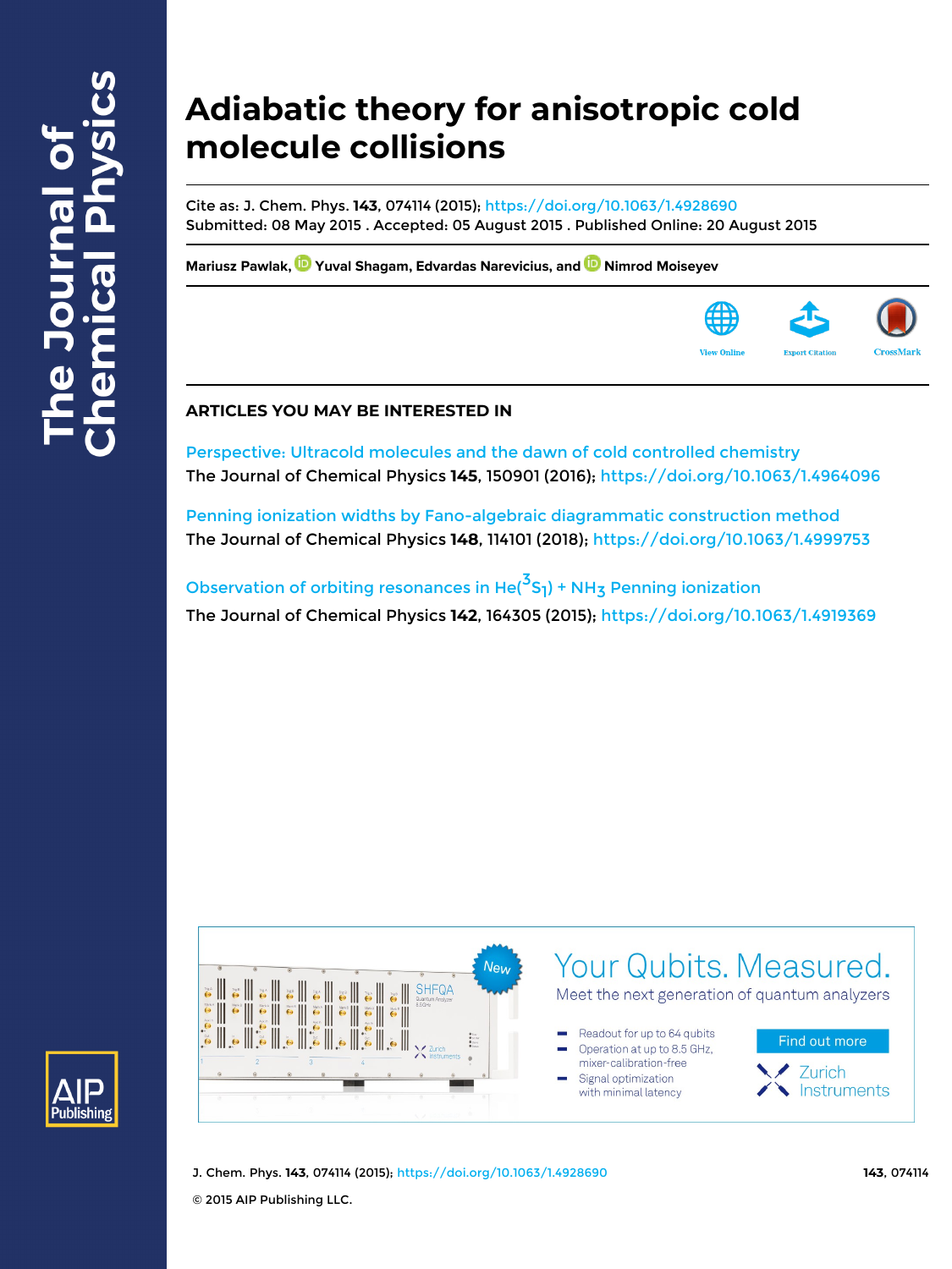# Adiabatic theory for anisotropic cold molecule collisions

Cite as: J. Chem. Phys. **143**, 074114 (2015); https://doi.org/10.1063/1.4928690
Submitted: 08 May 2015 . Accepted: 05 August 2015 . Published Online: 20 August 2015

**Mariusz Pawlak, Yuval Shagam, Edvardas Narevicius, and Nimrod Moiseyev**

## ARTICLES YOU MAY BE INTERESTED IN

Perspective: Ultracold molecules and the dawn of cold controlled chemistry
The Journal of Chemical Physics **145**, 150901 (2016); https://doi.org/10.1063/1.4964096

Penning ionization widths by Fano-algebraic diagrammatic construction method
The Journal of Chemical Physics **148**, 114101 (2018); https://doi.org/10.1063/1.4999753

Observation of orbiting resonances in $He(^3S_1) + NH_3$ Penning ionization
The Journal of Chemical Physics **142**, 164305 (2015); https://doi.org/10.1063/1.4919369

© 2015 AIP Publishing LLC.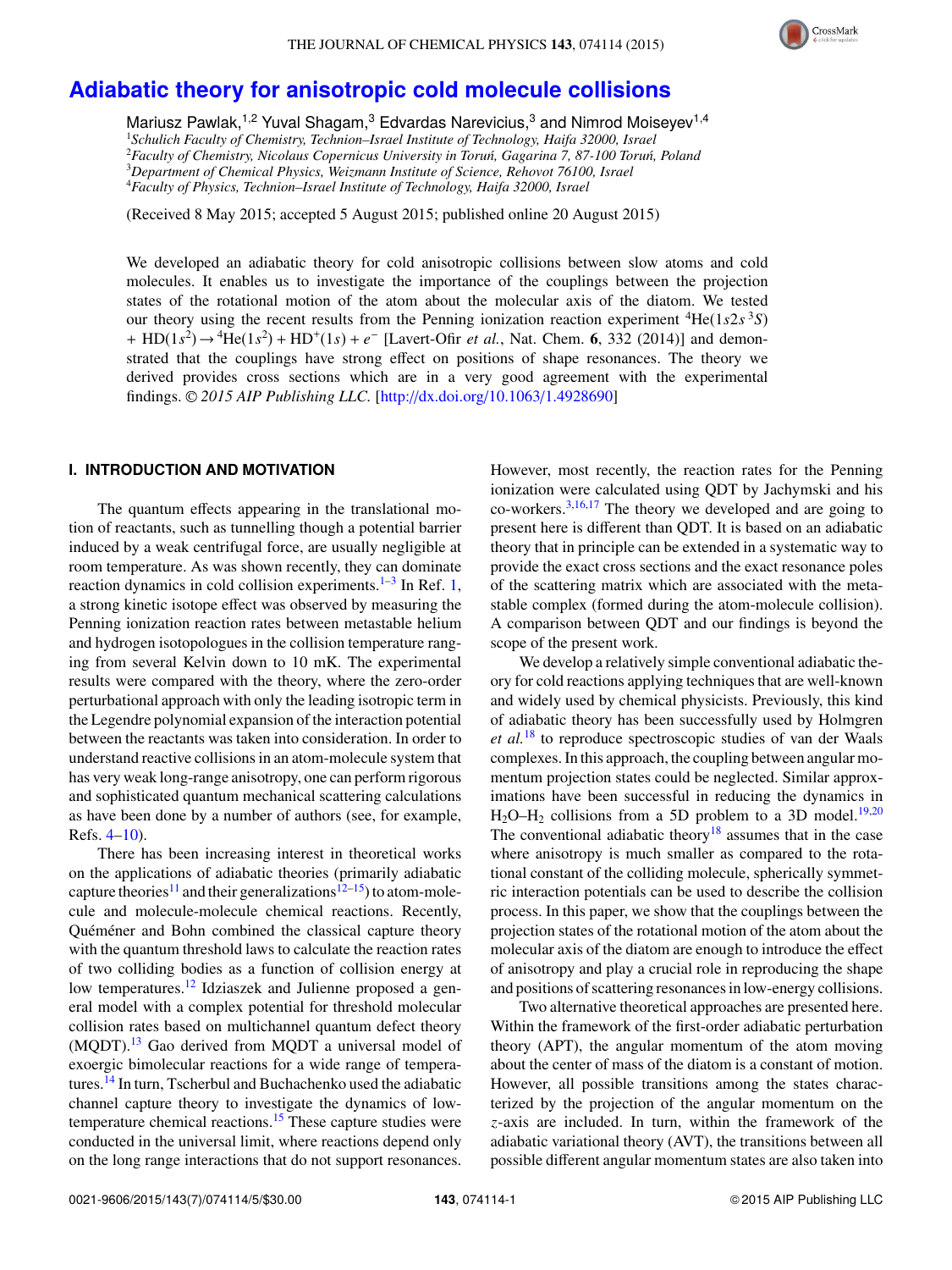# Adiabatic theory for anisotropic cold molecule collisions

Mariusz Pawlak,[1,2] Yuval Shagam,[3] Edvardas Narevicius,[3] and Nimrod Moiseyev[1,4]

[1]*Schulich Faculty of Chemistry, Technion–Israel Institute of Technology, Haifa 32000, Israel*
[2]*Faculty of Chemistry, Nicolaus Copernicus University in Toruń, Gagarina 7, 87-100 Toruń, Poland*
[3]*Department of Chemical Physics, Weizmann Institute of Science, Rehovot 76100, Israel*
[4]*Faculty of Physics, Technion–Israel Institute of Technology, Haifa 32000, Israel*

(Received 8 May 2015; accepted 5 August 2015; published online 20 August 2015)

We developed an adiabatic theory for cold anisotropic collisions between slow atoms and cold molecules. It enables us to investigate the importance of the couplings between the projection states of the rotational motion of the atom about the molecular axis of the diatom. We tested our theory using the recent results from the Penning ionization reaction experiment $^4$He$(1s2s\,^3S)$ + HD$(1s^2) \rightarrow {}^4$He$(1s^2)$ + HD$^+(1s) + e^-$ [Lavert-Ofir *et al.*, Nat. Chem. **6**, 332 (2014)] and demonstrated that the couplings have strong effect on positions of shape resonances. The theory we derived provides cross sections which are in a very good agreement with the experimental findings. © *2015 AIP Publishing LLC.* [http://dx.doi.org/10.1063/1.4928690]

## I. INTRODUCTION AND MOTIVATION

The quantum effects appearing in the translational motion of reactants, such as tunnelling though a potential barrier induced by a weak centrifugal force, are usually negligible at room temperature. As was shown recently, they can dominate reaction dynamics in cold collision experiments.[1–3] In Ref. 1, a strong kinetic isotope effect was observed by measuring the Penning ionization reaction rates between metastable helium and hydrogen isotopologues in the collision temperature ranging from several Kelvin down to 10 mK. The experimental results were compared with the theory, where the zero-order perturbational approach with only the leading isotropic term in the Legendre polynomial expansion of the interaction potential between the reactants was taken into consideration. In order to understand reactive collisions in an atom-molecule system that has very weak long-range anisotropy, one can perform rigorous and sophisticated quantum mechanical scattering calculations as have been done by a number of authors (see, for example, Refs. 4–10).

There has been increasing interest in theoretical works on the applications of adiabatic theories (primarily adiabatic capture theories[11] and their generalizations[12–15]) to atom-molecule and molecule-molecule chemical reactions. Recently, Quéméner and Bohn combined the classical capture theory with the quantum threshold laws to calculate the reaction rates of two colliding bodies as a function of collision energy at low temperatures.[12] Idziaszek and Julienne proposed a general model with a complex potential for threshold molecular collision rates based on multichannel quantum defect theory (MQDT).[13] Gao derived from MQDT a universal model of exoergic bimolecular reactions for a wide range of temperatures.[14] In turn, Tscherbul and Buchachenko used the adiabatic channel capture theory to investigate the dynamics of low-temperature chemical reactions.[15] These capture studies were conducted in the universal limit, where reactions depend only on the long range interactions that do not support resonances. However, most recently, the reaction rates for the Penning ionization were calculated using QDT by Jachymski and his co-workers.[3,16,17] The theory we developed and are going to present here is different than QDT. It is based on an adiabatic theory that in principle can be extended in a systematic way to provide the exact cross sections and the exact resonance poles of the scattering matrix which are associated with the metastable complex (formed during the atom-molecule collision). A comparison between QDT and our findings is beyond the scope of the present work.

We develop a relatively simple conventional adiabatic theory for cold reactions applying techniques that are well-known and widely used by chemical physicists. Previously, this kind of adiabatic theory has been successfully used by Holmgren *et al.*[18] to reproduce spectroscopic studies of van der Waals complexes. In this approach, the coupling between angular momentum projection states could be neglected. Similar approximations have been successful in reducing the dynamics in $H_2O$–$H_2$ collisions from a 5D problem to a 3D model.[19,20] The conventional adiabatic theory[18] assumes that in the case where anisotropy is much smaller as compared to the rotational constant of the colliding molecule, spherically symmetric interaction potentials can be used to describe the collision process. In this paper, we show that the couplings between the projection states of the rotational motion of the atom about the molecular axis of the diatom are enough to introduce the effect of anisotropy and play a crucial role in reproducing the shape and positions of scattering resonances in low-energy collisions.

Two alternative theoretical approaches are presented here. Within the framework of the first-order adiabatic perturbation theory (APT), the angular momentum of the atom moving about the center of mass of the diatom is a constant of motion. However, all possible transitions among the states characterized by the projection of the angular momentum on the $z$-axis are included. In turn, within the framework of the adiabatic variational theory (AVT), the transitions between all possible different angular momentum states are also taken into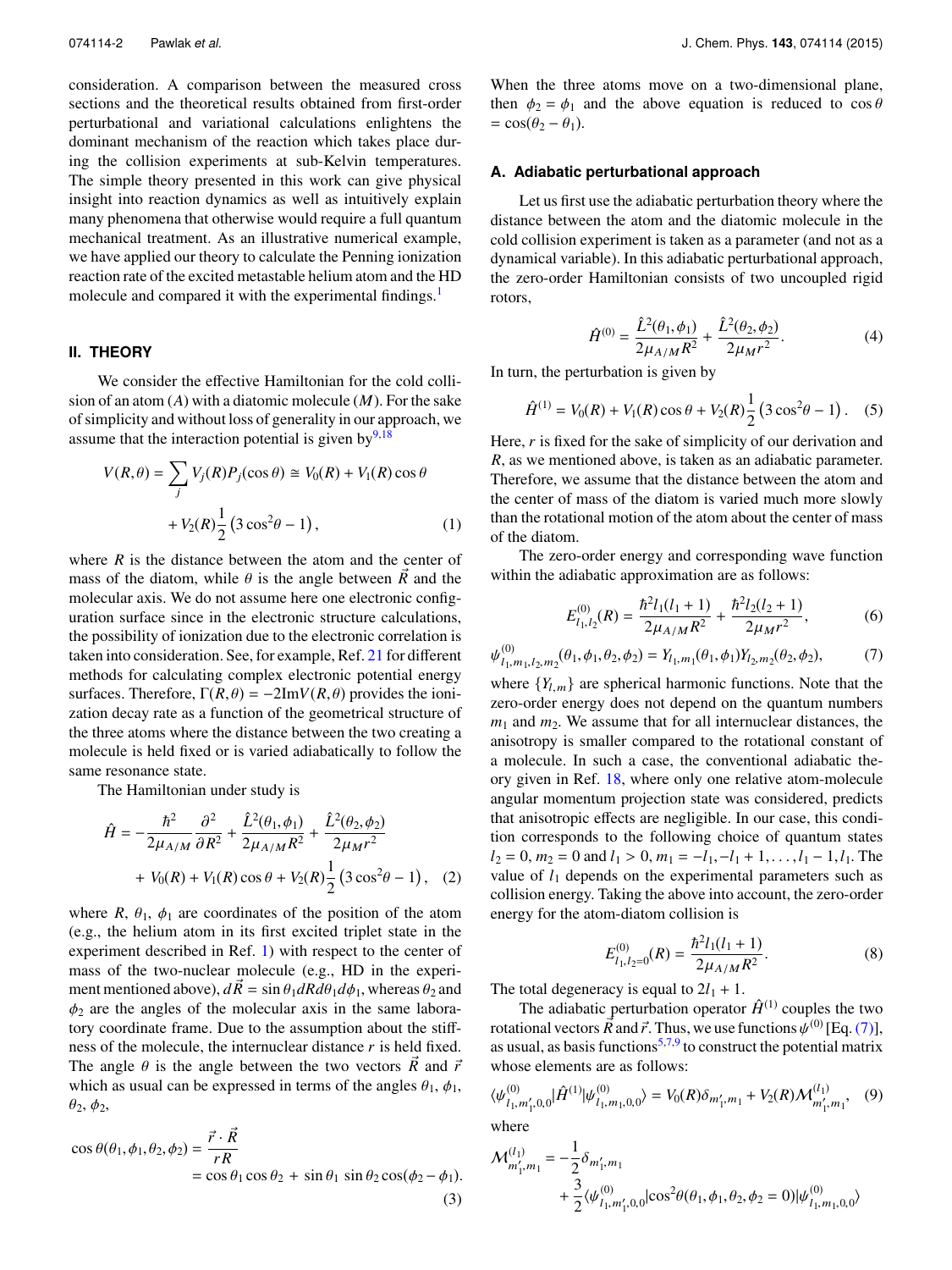consideration. A comparison between the measured cross sections and the theoretical results obtained from first-order perturbational and variational calculations enlightens the dominant mechanism of the reaction which takes place during the collision experiments at sub-Kelvin temperatures. The simple theory presented in this work can give physical insight into reaction dynamics as well as intuitively explain many phenomena that otherwise would require a full quantum mechanical treatment. As an illustrative numerical example, we have applied our theory to calculate the Penning ionization reaction rate of the excited metastable helium atom and the HD molecule and compared it with the experimental findings.[1]

## II. THEORY

We consider the effective Hamiltonian for the cold collision of an atom ($A$) with a diatomic molecule ($M$). For the sake of simplicity and without loss of generality in our approach, we assume that the interaction potential is given by[9,18]

$$V(R,\theta) = \sum_j V_j(R)P_j(\cos\theta) \cong V_0(R) + V_1(R)\cos\theta + V_2(R)\frac{1}{2}\left(3\cos^2\theta - 1\right), \quad (1)$$

where $R$ is the distance between the atom and the center of mass of the diatom, while $\theta$ is the angle between $\vec{R}$ and the molecular axis. We do not assume here one electronic configuration surface since in the electronic structure calculations, the possibility of ionization due to the electronic correlation is taken into consideration. See, for example, Ref. 21 for different methods for calculating complex electronic potential energy surfaces. Therefore, $\Gamma(R,\theta) = -2\mathrm{Im}V(R,\theta)$ provides the ionization decay rate as a function of the geometrical structure of the three atoms where the distance between the two creating a molecule is held fixed or is varied adiabatically to follow the same resonance state.

The Hamiltonian under study is

$$\hat{H} = -\frac{\hbar^2}{2\mu_{A/M}}\frac{\partial^2}{\partial R^2} + \frac{\hat{L}^2(\theta_1,\phi_1)}{2\mu_{A/M}R^2} + \frac{\hat{L}^2(\theta_2,\phi_2)}{2\mu_M r^2} + V_0(R) + V_1(R)\cos\theta + V_2(R)\frac{1}{2}\left(3\cos^2\theta - 1\right), \quad (2)$$

where $R$, $\theta_1$, $\phi_1$ are coordinates of the position of the atom (e.g., the helium atom in its first excited triplet state in the experiment described in Ref. 1) with respect to the center of mass of the two-nuclear molecule (e.g., HD in the experiment mentioned above), $d\vec{R} = \sin\theta_1 dR d\theta_1 d\phi_1$, whereas $\theta_2$ and $\phi_2$ are the angles of the molecular axis in the same laboratory coordinate frame. Due to the assumption about the stiffness of the molecule, the internuclear distance $r$ is held fixed. The angle $\theta$ is the angle between the two vectors $\vec{R}$ and $\vec{r}$ which as usual can be expressed in terms of the angles $\theta_1$, $\phi_1$, $\theta_2$, $\phi_2$,

$$\cos\theta(\theta_1,\phi_1,\theta_2,\phi_2) = \frac{\vec{r}\cdot\vec{R}}{rR} = \cos\theta_1\cos\theta_2 + \sin\theta_1\sin\theta_2\cos(\phi_2 - \phi_1). \quad (3)$$

When the three atoms move on a two-dimensional plane, then $\phi_2 = \phi_1$ and the above equation is reduced to $\cos\theta = \cos(\theta_2 - \theta_1)$.

### A. Adiabatic perturbational approach

Let us first use the adiabatic perturbation theory where the distance between the atom and the diatomic molecule in the cold collision experiment is taken as a parameter (and not as a dynamical variable). In this adiabatic perturbational approach, the zero-order Hamiltonian consists of two uncoupled rigid rotors,

$$\hat{H}^{(0)} = \frac{\hat{L}^2(\theta_1,\phi_1)}{2\mu_{A/M}R^2} + \frac{\hat{L}^2(\theta_2,\phi_2)}{2\mu_M r^2}. \quad (4)$$

In turn, the perturbation is given by

$$\hat{H}^{(1)} = V_0(R) + V_1(R)\cos\theta + V_2(R)\frac{1}{2}\left(3\cos^2\theta - 1\right). \quad (5)$$

Here, $r$ is fixed for the sake of simplicity of our derivation and $R$, as we mentioned above, is taken as an adiabatic parameter. Therefore, we assume that the distance between the atom and the center of mass of the diatom is varied much more slowly than the rotational motion of the atom about the center of mass of the diatom.

The zero-order energy and corresponding wave function within the adiabatic approximation are as follows:

$$E^{(0)}_{l_1,l_2}(R) = \frac{\hbar^2 l_1(l_1+1)}{2\mu_{A/M}R^2} + \frac{\hbar^2 l_2(l_2+1)}{2\mu_M r^2}, \quad (6)$$

$$\psi^{(0)}_{l_1,m_1,l_2,m_2}(\theta_1,\phi_1,\theta_2,\phi_2) = Y_{l_1,m_1}(\theta_1,\phi_1)Y_{l_2,m_2}(\theta_2,\phi_2), \quad (7)$$

where $\{Y_{l,m}\}$ are spherical harmonic functions. Note that the zero-order energy does not depend on the quantum numbers $m_1$ and $m_2$. We assume that for all internuclear distances, the anisotropy is smaller compared to the rotational constant of a molecule. In such a case, the conventional adiabatic theory given in Ref. 18, where only one relative atom-molecule angular momentum projection state was considered, predicts that anisotropic effects are negligible. In our case, this condition corresponds to the following choice of quantum states $l_2 = 0$, $m_2 = 0$ and $l_1 > 0$, $m_1 = -l_1, -l_1+1, \ldots, l_1-1, l_1$. The value of $l_1$ depends on the experimental parameters such as collision energy. Taking the above into account, the zero-order energy for the atom-diatom collision is

$$E^{(0)}_{l_1,l_2=0}(R) = \frac{\hbar^2 l_1(l_1+1)}{2\mu_{A/M}R^2}. \quad (8)$$

The total degeneracy is equal to $2l_1 + 1$.

The adiabatic perturbation operator $\hat{H}^{(1)}$ couples the two rotational vectors $\vec{R}$ and $\vec{r}$. Thus, we use functions $\psi^{(0)}$ [Eq. (7)], as usual, as basis functions[5,7,9] to construct the potential matrix whose elements are as follows:

$$\langle\psi^{(0)}_{l_1,m_1',0,0}|\hat{H}^{(1)}|\psi^{(0)}_{l_1,m_1,0,0}\rangle = V_0(R)\delta_{m_1',m_1} + V_2(R)\mathcal{M}^{(l_1)}_{m_1',m_1}, \quad (9)$$

where

$$\mathcal{M}^{(l_1)}_{m_1',m_1} = -\frac{1}{2}\delta_{m_1',m_1} + \frac{3}{2}\langle\psi^{(0)}_{l_1,m_1',0,0}|\cos^2\theta(\theta_1,\phi_1,\theta_2,\phi_2=0)|\psi^{(0)}_{l_1,m_1,0,0}\rangle$$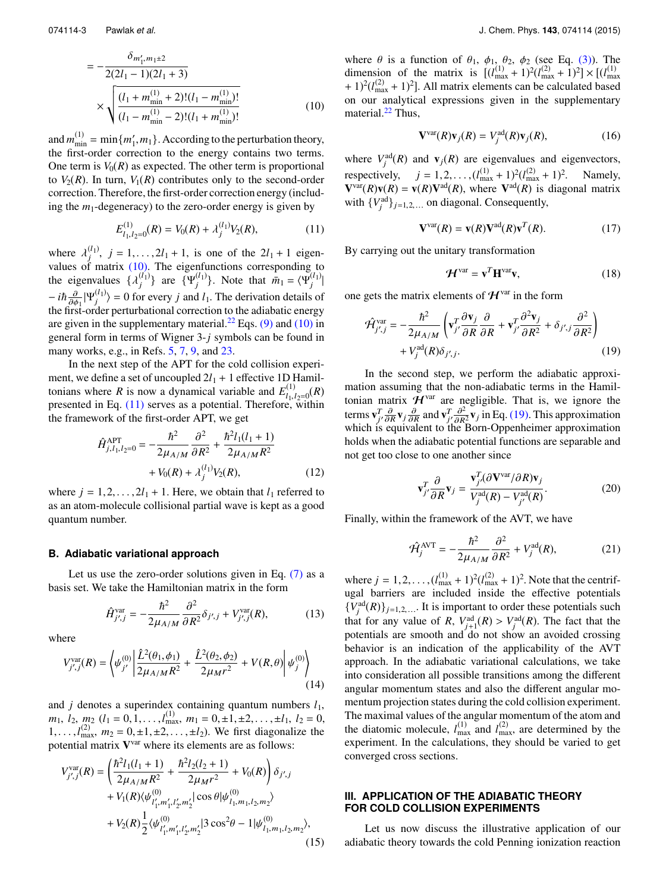$$= -\frac{\delta_{m_1', m_1 \pm 2}}{2(2l_1 - 1)(2l_1 + 3)} \times \sqrt{\frac{(l_1 + m_{\min}^{(1)} + 2)!(l_1 - m_{\min}^{(1)})!}{(l_1 - m_{\min}^{(1)} - 2)!(l_1 + m_{\min}^{(1)})!}} \tag{10}$$

and $m_{\min}^{(1)} = \min\{m_1', m_1\}$. According to the perturbation theory, the first-order correction to the energy contains two terms. One term is $V_0(R)$ as expected. The other term is proportional to $V_2(R)$. In turn, $V_1(R)$ contributes only to the second-order correction. Therefore, the first-order correction energy (including the $m_1$-degeneracy) to the zero-order energy is given by

$$E_{l_1, l_2=0}^{(1)}(R) = V_0(R) + \lambda_j^{(l_1)} V_2(R), \tag{11}$$

where $\lambda_j^{(l_1)}$, $j = 1, \ldots, 2l_1 + 1$, is one of the $2l_1 + 1$ eigenvalues of matrix (10). The eigenfunctions corresponding to the eigenvalues $\{\lambda_j^{(l_1)}\}$ are $\{\Psi_j^{(l_1)}\}$. Note that $\bar{m}_1 = \langle \Psi_j^{(l_1)} | - i\hbar \frac{\partial}{\partial \phi_1} | \Psi_j^{(l_1)} \rangle = 0$ for every $j$ and $l_1$. The derivation details of the first-order perturbational correction to the adiabatic energy are given in the supplementary material.[22] Eqs. (9) and (10) in general form in terms of Wigner 3-$j$ symbols can be found in many works, e.g., in Refs. 5, 7, 9, and 23.

In the next step of the APT for the cold collision experiment, we define a set of uncoupled $2l_1 + 1$ effective 1D Hamiltonians where $R$ is now a dynamical variable and $E_{l_1, l_2=0}^{(1)}(R)$ presented in Eq. (11) serves as a potential. Therefore, within the framework of the first-order APT, we get

$$\hat{H}_{j, l_1, l_2=0}^{\text{APT}} = -\frac{\hbar^2}{2\mu_{A/M}} \frac{\partial^2}{\partial R^2} + \frac{\hbar^2 l_1(l_1+1)}{2\mu_{A/M} R^2} + V_0(R) + \lambda_j^{(l_1)} V_2(R), \tag{12}$$

where $j = 1, 2, \ldots, 2l_1 + 1$. Here, we obtain that $l_1$ referred to as an atom-molecule collisional partial wave is kept as a good quantum number.

### B. Adiabatic variational approach

Let us use the zero-order solutions given in Eq. (7) as a basis set. We take the Hamiltonian matrix in the form

$$\hat{H}_{j',j}^{\text{var}} = -\frac{\hbar^2}{2\mu_{A/M}} \frac{\partial^2}{\partial R^2} \delta_{j',j} + V_{j',j}^{\text{var}}(R), \tag{13}$$

where

$$V_{j',j}^{\text{var}}(R) = \left\langle \psi_{j'}^{(0)} \left| \frac{\hat{L}^2(\theta_1, \phi_1)}{2\mu_{A/M} R^2} + \frac{\hat{L}^2(\theta_2, \phi_2)}{2\mu_M r^2} + V(R, \theta) \right| \psi_j^{(0)} \right\rangle \tag{14}$$

and $j$ denotes a superindex containing quantum numbers $l_1$, $m_1$, $l_2$, $m_2$ ($l_1 = 0, 1, \ldots, l_{\max}^{(1)}$, $m_1 = 0, \pm 1, \pm 2, \ldots, \pm l_1$, $l_2 = 0, 1, \ldots, l_{\max}^{(2)}$, $m_2 = 0, \pm 1, \pm 2, \ldots, \pm l_2$). We first diagonalize the potential matrix $\mathbf{V}^{\text{var}}$ where its elements are as follows:

$$V_{j',j}^{\text{var}}(R) = \left( \frac{\hbar^2 l_1(l_1+1)}{2\mu_{A/M} R^2} + \frac{\hbar^2 l_2(l_2+1)}{2\mu_M r^2} + V_0(R) \right) \delta_{j',j} + V_1(R) \langle \psi_{l_1', m_1', l_2', m_2'}^{(0)} | \cos\theta | \psi_{l_1, m_1, l_2, m_2}^{(0)} \rangle + V_2(R) \frac{1}{2} \langle \psi_{l_1', m_1', l_2', m_2'}^{(0)} | 3\cos^2\theta - 1 | \psi_{l_1, m_1, l_2, m_2}^{(0)} \rangle, \tag{15}$$

where $\theta$ is a function of $\theta_1$, $\phi_1$, $\theta_2$, $\phi_2$ (see Eq. (3)). The dimension of the matrix is $[(l_{\max}^{(1)} + 1)^2 (l_{\max}^{(2)} + 1)^2] \times [(l_{\max}^{(1)} + 1)^2 (l_{\max}^{(2)} + 1)^2]$. All matrix elements can be calculated based on our analytical expressions given in the supplementary material.[22] Thus,

$$\mathbf{V}^{\text{var}}(R) \mathbf{v}_j(R) = V_j^{\text{ad}}(R) \mathbf{v}_j(R), \tag{16}$$

where $V_j^{\text{ad}}(R)$ and $\mathbf{v}_j(R)$ are eigenvalues and eigenvectors, respectively, $j = 1, 2, \ldots, (l_{\max}^{(1)} + 1)^2 (l_{\max}^{(2)} + 1)^2$. Namely, $\mathbf{V}^{\text{var}}(R) \mathbf{v}(R) = \mathbf{v}(R) \mathbf{V}^{\text{ad}}(R)$, where $\mathbf{V}^{\text{ad}}(R)$ is diagonal matrix with $\{V_j^{\text{ad}}\}_{j=1,2,\ldots}$ on diagonal. Consequently,

$$\mathbf{V}^{\text{var}}(R) = \mathbf{v}(R) \mathbf{V}^{\text{ad}}(R) \mathbf{v}^T(R). \tag{17}$$

By carrying out the unitary transformation

$$\boldsymbol{\mathcal{H}}^{\text{var}} = \mathbf{v}^T \mathbf{H}^{\text{var}} \mathbf{v}, \tag{18}$$

one gets the matrix elements of $\boldsymbol{\mathcal{H}}^{\text{var}}$ in the form

$$\hat{\mathcal{H}}_{j',j}^{\text{var}} = -\frac{\hbar^2}{2\mu_{A/M}} \left( \mathbf{v}_{j'}^T \frac{\partial \mathbf{v}_j}{\partial R} \frac{\partial}{\partial R} + \mathbf{v}_{j'}^T \frac{\partial^2 \mathbf{v}_j}{\partial R^2} + \delta_{j',j} \frac{\partial^2}{\partial R^2} \right) + V_j^{\text{ad}}(R) \delta_{j',j}. \tag{19}$$

In the second step, we perform the adiabatic approximation assuming that the non-adiabatic terms in the Hamiltonian matrix $\boldsymbol{\mathcal{H}}^{\text{var}}$ are negligible. That is, we ignore the terms $\mathbf{v}_{j'}^T \frac{\partial}{\partial R} \mathbf{v}_j \frac{\partial}{\partial R}$ and $\mathbf{v}_{j'}^T \frac{\partial^2}{\partial R^2} \mathbf{v}_j$ in Eq. (19). This approximation which is equivalent to the Born-Oppenheimer approximation holds when the adiabatic potential functions are separable and not get too close to one another since

$$\mathbf{v}_{j'}^T \frac{\partial}{\partial R} \mathbf{v}_j = \frac{\mathbf{v}_{j'}^T (\partial \mathbf{V}^{\text{var}} / \partial R) \mathbf{v}_j}{V_j^{\text{ad}}(R) - V_{j'}^{\text{ad}}(R)}. \tag{20}$$

Finally, within the framework of the AVT, we have

$$\hat{\mathcal{H}}_j^{\text{AVT}} = -\frac{\hbar^2}{2\mu_{A/M}} \frac{\partial^2}{\partial R^2} + V_j^{\text{ad}}(R), \tag{21}$$

where $j = 1, 2, \ldots, (l_{\max}^{(1)} + 1)^2 (l_{\max}^{(2)} + 1)^2$. Note that the centrifugal barriers are included inside the effective potentials $\{V_j^{\text{ad}}(R)\}_{j=1,2,\ldots}$. It is important to order these potentials such that for any value of $R$, $V_{j+1}^{\text{ad}}(R) > V_j^{\text{ad}}(R)$. The fact that the potentials are smooth and do not show an avoided crossing behavior is an indication of the applicability of the AVT approach. In the adiabatic variational calculations, we take into consideration all possible transitions among the different angular momentum states and also the different angular momentum projection states during the cold collision experiment. The maximal values of the angular momentum of the atom and the diatomic molecule, $l_{\max}^{(1)}$ and $l_{\max}^{(2)}$, are determined by the experiment. In the calculations, they should be varied to get converged cross sections.

## III. APPLICATION OF THE ADIABATIC THEORY FOR COLD COLLISION EXPERIMENTS

Let us now discuss the illustrative application of our adiabatic theory towards the cold Penning ionization reaction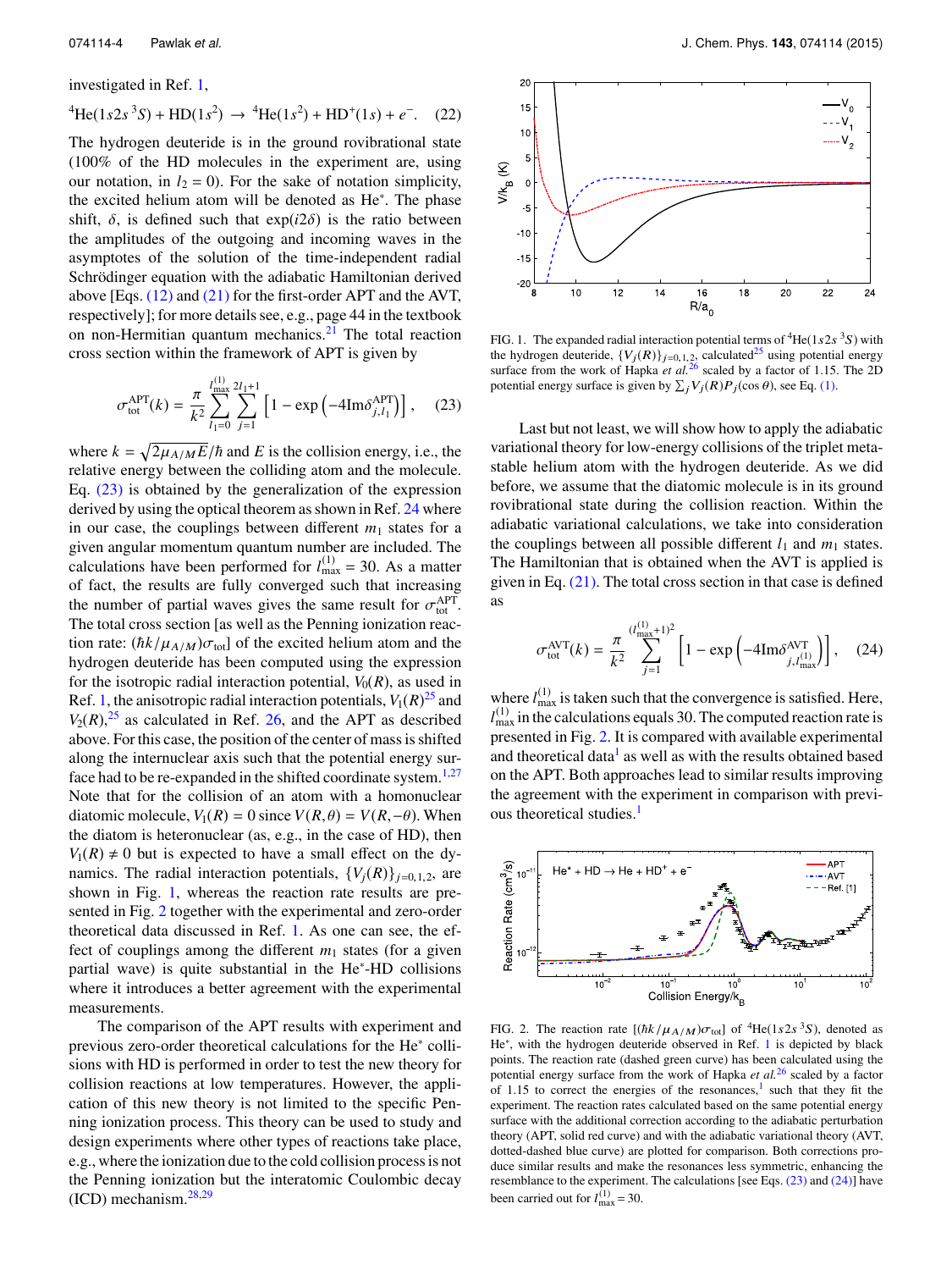investigated in Ref. 1,

$$^4\text{He}(1s2s\,^3S) + \text{HD}(1s^2) \rightarrow {}^4\text{He}(1s^2) + \text{HD}^+(1s) + e^-. \quad (22)$$

The hydrogen deuteride is in the ground rovibrational state (100% of the HD molecules in the experiment are, using our notation, in $l_2 = 0$). For the sake of notation simplicity, the excited helium atom will be denoted as He*. The phase shift, $\delta$, is defined such that $\exp(i2\delta)$ is the ratio between the amplitudes of the outgoing and incoming waves in the asymptotes of the solution of the time-independent radial Schrödinger equation with the adiabatic Hamiltonian derived above [Eqs. (12) and (21) for the first-order APT and the AVT, respectively]; for more details see, e.g., page 44 in the textbook on non-Hermitian quantum mechanics.[21] The total reaction cross section within the framework of APT is given by

$$\sigma_{\text{tot}}^{\text{APT}}(k) = \frac{\pi}{k^2} \sum_{l_1=0}^{l_{\max}^{(1)}} \sum_{j=1}^{2l_1+1} \left[1 - \exp\left(-4\text{Im}\delta_{j,l_1}^{\text{APT}}\right)\right], \quad (23)$$

where $k = \sqrt{2\mu_{A/M}E}/\hbar$ and $E$ is the collision energy, i.e., the relative energy between the colliding atom and the molecule. Eq. (23) is obtained by the generalization of the expression derived by using the optical theorem as shown in Ref. 24 where in our case, the couplings between different $m_1$ states for a given angular momentum quantum number are included. The calculations have been performed for $l_{\max}^{(1)} = 30$. As a matter of fact, the results are fully converged such that increasing the number of partial waves gives the same result for $\sigma_{\text{tot}}^{\text{APT}}$. The total cross section [as well as the Penning ionization reaction rate: $(\hbar k/\mu_{A/M})\sigma_{\text{tot}}$] of the excited helium atom and the hydrogen deuteride has been computed using the expression for the isotropic radial interaction potential, $V_0(R)$, as used in Ref. 1, the anisotropic radial interaction potentials, $V_1(R)$[25] and $V_2(R)$,[25] as calculated in Ref. 26, and the APT as described above. For this case, the position of the center of mass is shifted along the internuclear axis such that the potential energy surface had to be re-expanded in the shifted coordinate system.[1,27] Note that for the collision of an atom with a homonuclear diatomic molecule, $V_1(R) = 0$ since $V(R,\theta) = V(R,-\theta)$. When the diatom is heteronuclear (as, e.g., in the case of HD), then $V_1(R) \neq 0$ but is expected to have a small effect on the dynamics. The radial interaction potentials, $\{V_j(R)\}_{j=0,1,2}$, are shown in Fig. 1, whereas the reaction rate results are presented in Fig. 2 together with the experimental and zero-order theoretical data discussed in Ref. 1. As one can see, the effect of couplings among the different $m_1$ states (for a given partial wave) is quite substantial in the He*-HD collisions where it introduces a better agreement with the experimental measurements.

The comparison of the APT results with experiment and previous zero-order theoretical calculations for the He* collisions with HD is performed in order to test the new theory for collision reactions at low temperatures. However, the application of this new theory is not limited to the specific Penning ionization process. This theory can be used to study and design experiments where other types of reactions take place, e.g., where the ionization due to the cold collision process is not the Penning ionization but the interatomic Coulomb decay (ICD) mechanism.[28,29]

FIG. 1. The expanded radial interaction potential terms of $^4\text{He}(1s2s\,^3S)$ with the hydrogen deuteride, $\{V_j(R)\}_{j=0,1,2}$, calculated[25] using potential energy surface from the work of Hapka *et al.*[26] scaled by a factor of 1.15. The 2D potential energy surface is given by $\sum_j V_j(R)P_j(\cos\theta)$, see Eq. (1).

Last but not least, we will show how to apply the adiabatic variational theory for low-energy collisions of the triplet metastable helium atom with the hydrogen deuteride. As we did before, we assume that the diatomic molecule is in its ground rovibrational state during the collision reaction. Within the adiabatic variational calculations, we take into consideration the couplings between all possible different $l_1$ and $m_1$ states. The Hamiltonian that is obtained when the AVT is applied is given in Eq. (21). The total cross section in that case is defined as

$$\sigma_{\text{tot}}^{\text{AVT}}(k) = \frac{\pi}{k^2} \sum_{j=1}^{(l_{\max}^{(1)}+1)^2} \left[1 - \exp\left(-4\text{Im}\delta_{j,l_{\max}^{(1)}}^{\text{AVT}}\right)\right], \quad (24)$$

where $l_{\max}^{(1)}$ is taken such that the convergence is satisfied. Here, $l_{\max}^{(1)}$ in the calculations equals 30. The computed reaction rate is presented in Fig. 2. It is compared with available experimental and theoretical data[1] as well as with the results obtained based on the APT. Both approaches lead to similar results improving the agreement with the experiment in comparison with previous theoretical studies.[1]

FIG. 2. The reaction rate $[(\hbar k/\mu_{A/M})\sigma_{\text{tot}}]$ of $^4\text{He}(1s2s\,^3S)$, denoted as He*, with the hydrogen deuteride observed in Ref. 1 is depicted by black points. The reaction rate (dashed green curve) has been calculated using the potential energy surface from the work of Hapka *et al.*[26] scaled by a factor of 1.15 to correct the energies of the resonances,[1] such that they fit the experiment. The reaction rates calculated based on the same potential energy surface with the additional correction according to the adiabatic perturbation theory (APT, solid red curve) and with the adiabatic variational theory (AVT, dotted-dashed blue curve) are plotted for comparison. Both corrections produce similar results and make the resonances less symmetric, enhancing the resemblance to the experiment. The calculations [see Eqs. (23) and (24)] have been carried out for $l_{\max}^{(1)} = 30$.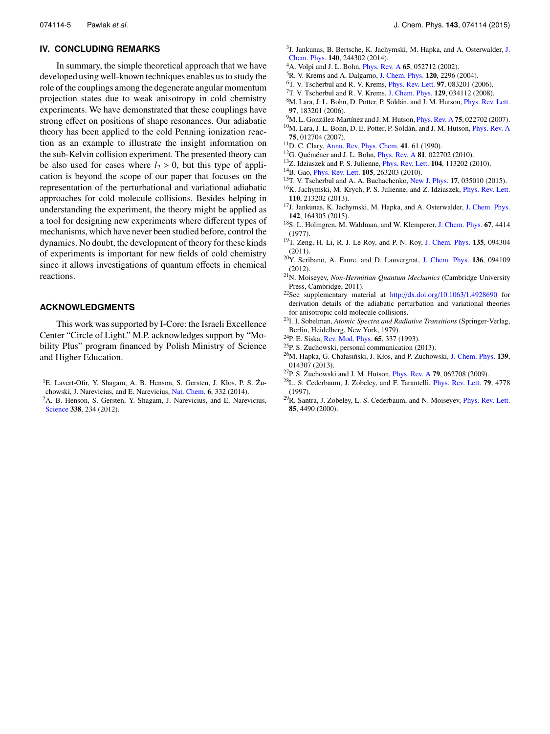## IV. CONCLUDING REMARKS

In summary, the simple theoretical approach that we have developed using well-known techniques enables us to study the role of the couplings among the degenerate angular momentum projection states due to weak anisotropy in cold chemistry experiments. We have demonstrated that these couplings have strong effect on positions of shape resonances. Our adiabatic theory has been applied to the cold Penning ionization reaction as an example to illustrate the insight information on the sub-Kelvin collision experiment. The presented theory can be also used for cases where $l_2 > 0$, but this type of application is beyond the scope of our paper that focuses on the representation of the perturbational and variational adiabatic approaches for cold molecule collisions. Besides helping in understanding the experiment, the theory might be applied as a tool for designing new experiments where different types of mechanisms, which have never been studied before, control the dynamics. No doubt, the development of theory for these kinds of experiments is important for new fields of cold chemistry since it allows investigations of quantum effects in chemical reactions.

## ACKNOWLEDGMENTS

This work was supported by I-Core: the Israeli Excellence Center "Circle of Light." M.P. acknowledges support by "Mobility Plus" program financed by Polish Ministry of Science and Higher Education.

[1] E. Lavert-Ofir, Y. Shagam, A. B. Henson, S. Gersten, J. Kłos, P. S. Żuchowski, J. Narevicius, and E. Narevicius, Nat. Chem. **6**, 332 (2014).
[2] A. B. Henson, S. Gersten, Y. Shagam, J. Narevicius, and E. Narevicius, Science **338**, 234 (2012).
[3] J. Jankunas, B. Bertsche, K. Jachymski, M. Hapka, and A. Osterwalder, J. Chem. Phys. **140**, 244302 (2014).
[4] A. Volpi and J. L. Bohn, Phys. Rev. A **65**, 052712 (2002).
[5] R. V. Krems and A. Dalgarno, J. Chem. Phys. **120**, 2296 (2004).
[6] T. V. Tscherbul and R. V. Krems, Phys. Rev. Lett. **97**, 083201 (2006).
[7] T. V. Tscherbul and R. V. Krems, J. Chem. Phys. **129**, 034112 (2008).
[8] M. Lara, J. L. Bohn, D. Potter, P. Soldán, and J. M. Hutson, Phys. Rev. Lett. **97**, 183201 (2006).
[9] M. L. González-Martínez and J. M. Hutson, Phys. Rev. A **75**, 022702 (2007).
[10] M. Lara, J. L. Bohn, D. E. Potter, P. Soldán, and J. M. Hutson, Phys. Rev. A **75**, 012704 (2007).
[11] D. C. Clary, Annu. Rev. Phys. Chem. **41**, 61 (1990).
[12] G. Quéméner and J. L. Bohn, Phys. Rev. A **81**, 022702 (2010).
[13] Z. Idziaszek and P. S. Julienne, Phys. Rev. Lett. **104**, 113202 (2010).
[14] B. Gao, Phys. Rev. Lett. **105**, 263203 (2010).
[15] T. V. Tscherbul and A. A. Buchachenko, New J. Phys. **17**, 035010 (2015).
[16] K. Jachymski, M. Krych, P. S. Julienne, and Z. Idziaszek, Phys. Rev. Lett. **110**, 213202 (2013).
[17] J. Jankunas, K. Jachymski, M. Hapka, and A. Osterwalder, J. Chem. Phys. **142**, 164305 (2015).
[18] S. L. Holmgren, M. Waldman, and W. Klemperer, J. Chem. Phys. **67**, 4414 (1977).
[19] T. Zeng, H. Li, R. J. Le Roy, and P.-N. Roy, J. Chem. Phys. **135**, 094304 (2011).
[20] Y. Scribano, A. Faure, and D. Lauvergnat, J. Chem. Phys. **136**, 094109 (2012).
[21] N. Moiseyev, *Non-Hermitian Quantum Mechanics* (Cambridge University Press, Cambridge, 2011).
[22] See supplementary material at http://dx.doi.org/10.1063/1.4928690 for derivation details of the adiabatic perturbation and variational theories for anisotropic cold molecule collisions.
[23] I. I. Sobelman, *Atomic Spectra and Radiative Transitions* (Springer-Verlag, Berlin, Heidelberg, New York, 1979).
[24] P. E. Siska, Rev. Mod. Phys. **65**, 337 (1993).
[25] P. S. Żuchowski, personal communication (2013).
[26] M. Hapka, G. Chałasiński, J. Kłos, and P. Żuchowski, J. Chem. Phys. **139**, 014307 (2013).
[27] P. S. Żuchowski and J. M. Hutson, Phys. Rev. A **79**, 062708 (2009).
[28] L. S. Cederbaum, J. Zobeley, and F. Tarantelli, Phys. Rev. Lett. **79**, 4778 (1997).
[29] R. Santra, J. Zobeley, L. S. Cederbaum, and N. Moiseyev, Phys. Rev. Lett. **85**, 4490 (2000).